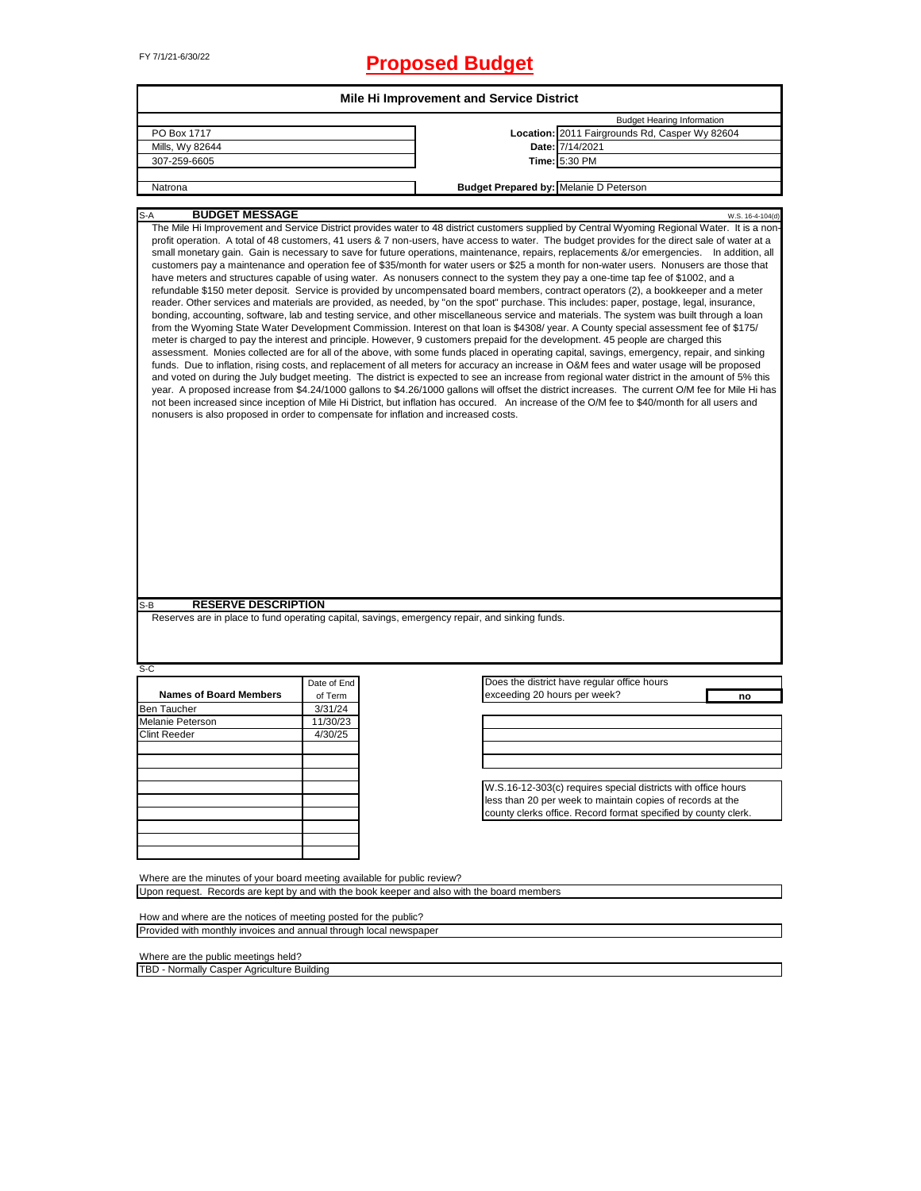FY 7/1/21-6/30/22

# Proposed Budget

## Mile Hi Improvement and Service District

| | | |
|---|---|---|
| PO Box 1717 | | Budget Hearing Information |
| Mills, Wy 82644 | **Location:** | 2011 Fairgrounds Rd, Casper Wy 82604 |
| 307-259-6605 | **Date:** | 7/14/2021 |
| | **Time:** | 5:30 PM |
| Natrona | **Budget Prepared by:** | Melanie D Peterson |

### S-A BUDGET MESSAGE

W.S. 16-4-104(d)

The Mile Hi Improvement and Service District provides water to 48 district customers supplied by Central Wyoming Regional Water. It is a non-profit operation. A total of 48 customers, 41 users & 7 non-users, have access to water. The budget provides for the direct sale of water at a small monetary gain. Gain is necessary to save for future operations, maintenance, repairs, replacements &/or emergencies. In addition, all customers pay a maintenance and operation fee of $35/month for water users or $25 a month for non-water users. Nonusers are those that have meters and structures capable of using water. As nonusers connect to the system they pay a one-time tap fee of $1002, and a refundable $150 meter deposit. Service is provided by uncompensated board members, contract operators (2), a bookkeeper and a meter reader. Other services and materials are provided, as needed, by "on the spot" purchase. This includes: paper, postage, legal, insurance, bonding, accounting, software, lab and testing service, and other miscellaneous service and materials. The system was built through a loan from the Wyoming State Water Development Commission. Interest on that loan is $4308/ year. A County special assessment fee of $175/ meter is charged to pay the interest and principle. However, 9 customers prepaid for the development. 45 people are charged this assessment. Monies collected are for all of the above, with some funds placed in operating capital, savings, emergency, repair, and sinking funds. Due to inflation, rising costs, and replacement of all meters for accuracy an increase in O&M fees and water usage will be proposed and voted on during the July budget meeting. The district is expected to see an increase from regional water district in the amount of 5% this year. A proposed increase from $4.24/1000 gallons to $4.26/1000 gallons will offset the district increases. The current O/M fee for Mile Hi has not been increased since inception of Mile Hi District, but inflation has occured. An increase of the O/M fee to $40/month for all users and nonusers is also proposed in order to compensate for inflation and increased costs.

### S-B RESERVE DESCRIPTION

Reserves are in place to fund operating capital, savings, emergency repair, and sinking funds.

### S-C

| Names of Board Members | Date of End of Term |
|---|---|
| Ben Taucher | 3/31/24 |
| Melanie Peterson | 11/30/23 |
| Clint Reeder | 4/30/25 |

Does the district have regular office hours exceeding 20 hours per week? **no**

W.S.16-12-303(c) requires special districts with office hours less than 20 per week to maintain copies of records at the county clerks office. Record format specified by county clerk.

Where are the minutes of your board meeting available for public review?
Upon request. Records are kept by and with the book keeper and also with the board members

How and where are the notices of meeting posted for the public?
Provided with monthly invoices and annual through local newspaper

Where are the public meetings held?
TBD - Normally Casper Agriculture Building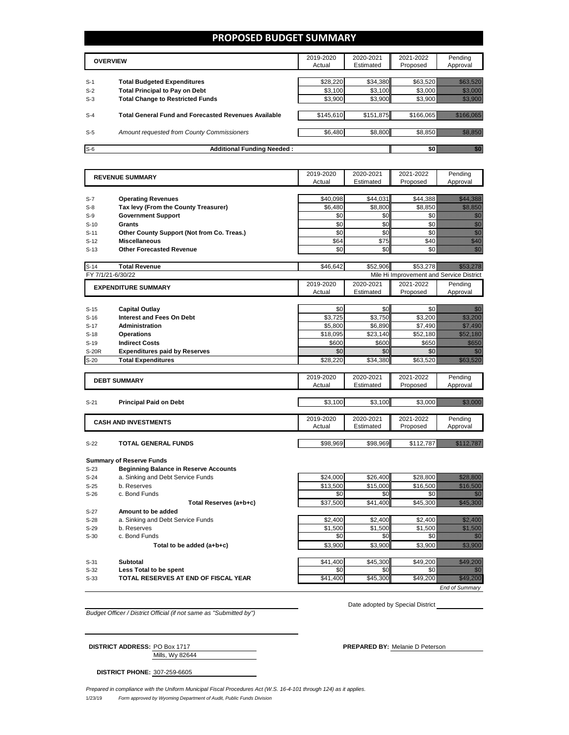# PROPOSED BUDGET SUMMARY

| | OVERVIEW | 2019-2020 Actual | 2020-2021 Estimated | 2021-2022 Proposed | Pending Approval |
|---|---|---|---|---|---|
| S-1 | **Total Budgeted Expenditures** | $28,220 | $34,380 | $63,520 | $63,520 |
| S-2 | **Total Principal to Pay on Debt** | $3,100 | $3,100 | $3,000 | $3,000 |
| S-3 | **Total Change to Restricted Funds** | $3,900 | $3,900 | $3,900 | $3,900 |
| S-4 | **Total General Fund and Forecasted Revenues Available** | $145,610 | $151,875 | $166,065 | $166,065 |
| S-5 | *Amount requested from County Commissioners* | $6,480 | $8,800 | $8,850 | $8,850 |
| S-6 | **Additional Funding Needed :** | | | $0 | $0 |

| | REVENUE SUMMARY | 2019-2020 Actual | 2020-2021 Estimated | 2021-2022 Proposed | Pending Approval |
|---|---|---|---|---|---|
| S-7 | **Operating Revenues** | $40,098 | $44,031 | $44,388 | $44,388 |
| S-8 | **Tax levy (From the County Treasurer)** | $6,480 | $8,800 | $8,850 | $8,850 |
| S-9 | **Government Support** | $0 | $0 | $0 | $0 |
| S-10 | **Grants** | $0 | $0 | $0 | $0 |
| S-11 | **Other County Support (Not from Co. Treas.)** | $0 | $0 | $0 | $0 |
| S-12 | **Miscellaneous** | $64 | $75 | $40 | $40 |
| S-13 | **Other Forecasted Revenue** | $0 | $0 | $0 | $0 |
| S-14 | **Total Revenue** | $46,642 | $52,906 | $53,278 | $53,278 |

FY 7/1/21-6/30/22 — Mile Hi Improvement and Service District

| | EXPENDITURE SUMMARY | 2019-2020 Actual | 2020-2021 Estimated | 2021-2022 Proposed | Pending Approval |
|---|---|---|---|---|---|
| S-15 | **Capital Outlay** | $0 | $0 | $0 | $0 |
| S-16 | **Interest and Fees On Debt** | $3,725 | $3,750 | $3,200 | $3,200 |
| S-17 | **Administration** | $5,800 | $6,890 | $7,490 | $7,490 |
| S-18 | **Operations** | $18,095 | $23,140 | $52,180 | $52,180 |
| S-19 | **Indirect Costs** | $600 | $600 | $650 | $650 |
| S-20R | **Expenditures paid by Reserves** | $0 | $0 | $0 | $0 |
| S-20 | **Total Expenditures** | $28,220 | $34,380 | $63,520 | $63,520 |

| | DEBT SUMMARY | 2019-2020 Actual | 2020-2021 Estimated | 2021-2022 Proposed | Pending Approval |
|---|---|---|---|---|---|
| S-21 | **Principal Paid on Debt** | $3,100 | $3,100 | $3,000 | $3,000 |

| | CASH AND INVESTMENTS | 2019-2020 Actual | 2020-2021 Estimated | 2021-2022 Proposed | Pending Approval |
|---|---|---|---|---|---|
| S-22 | **TOTAL GENERAL FUNDS** | $98,969 | $98,969 | $112,787 | $112,787 |

**Summary of Reserve Funds**

| | | 2019-2020 Actual | 2020-2021 Estimated | 2021-2022 Proposed | Pending Approval |
|---|---|---|---|---|---|
| S-23 | **Beginning Balance in Reserve Accounts** | | | | |
| S-24 | a. Sinking and Debt Service Funds | $24,000 | $26,400 | $28,800 | $28,800 |
| S-25 | b. Reserves | $13,500 | $15,000 | $16,500 | $16,500 |
| S-26 | c. Bond Funds | $0 | $0 | $0 | $0 |
| | **Total Reserves (a+b+c)** | $37,500 | $41,400 | $45,300 | $45,300 |
| S-27 | **Amount to be added** | | | | |
| S-28 | a. Sinking and Debt Service Funds | $2,400 | $2,400 | $2,400 | $2,400 |
| S-29 | b. Reserves | $1,500 | $1,500 | $1,500 | $1,500 |
| S-30 | c. Bond Funds | $0 | $0 | $0 | $0 |
| | **Total to be added (a+b+c)** | $3,900 | $3,900 | $3,900 | $3,900 |
| S-31 | **Subtotal** | $41,400 | $45,300 | $49,200 | $49,200 |
| S-32 | **Less Total to be spent** | $0 | $0 | $0 | $0 |
| S-33 | **TOTAL RESERVES AT END OF FISCAL YEAR** | $41,400 | $45,300 | $49,200 | $49,200 |

*End of Summary*

*Budget Officer / District Official (if not same as "Submitted by")*

Date adopted by Special District

**DISTRICT ADDRESS:** PO Box 1717
Mills, Wy 82644

**PREPARED BY:** Melanie D Peterson

**DISTRICT PHONE:** 307-259-6605

*Prepared in compliance with the Uniform Municipal Fiscal Procedures Act (W.S. 16-4-101 through 124) as it applies.*

1/23/19 *Form approved by Wyoming Department of Audit, Public Funds Division*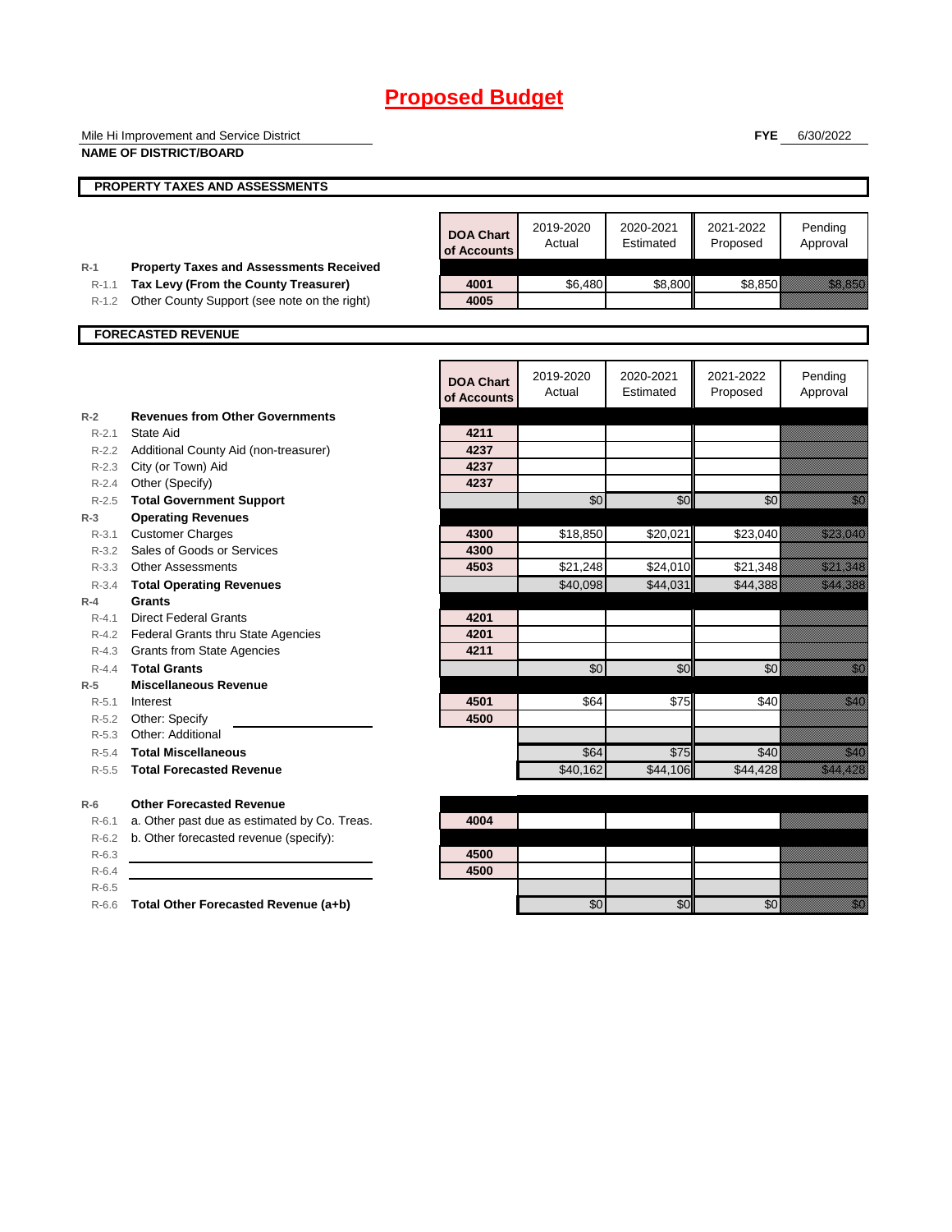# Proposed Budget

Mile Hi Improvement and Service District

**NAME OF DISTRICT/BOARD**

**FYE** 6/30/2022

## PROPERTY TAXES AND ASSESSMENTS

| | | DOA Chart of Accounts | 2019-2020 Actual | 2020-2021 Estimated | 2021-2022 Proposed | Pending Approval |
|---|---|---|---|---|---|---|
| R-1 | **Property Taxes and Assessments Received** | | | | | |
| R-1.1 | **Tax Levy (From the County Treasurer)** | 4001 | $6,480 | $8,800 | $8,850 | $8,850 |
| R-1.2 | Other County Support (see note on the right) | 4005 | | | | |

## FORECASTED REVENUE

| | | DOA Chart of Accounts | 2019-2020 Actual | 2020-2021 Estimated | 2021-2022 Proposed | Pending Approval |
|---|---|---|---|---|---|---|
| R-2 | **Revenues from Other Governments** | | | | | |
| R-2.1 | State Aid | 4211 | | | | |
| R-2.2 | Additional County Aid (non-treasurer) | 4237 | | | | |
| R-2.3 | City (or Town) Aid | 4237 | | | | |
| R-2.4 | Other (Specify) | 4237 | | | | |
| R-2.5 | **Total Government Support** | | $0 | $0 | $0 | $0 |
| R-3 | **Operating Revenues** | | | | | |
| R-3.1 | Customer Charges | 4300 | $18,850 | $20,021 | $23,040 | $23,040 |
| R-3.2 | Sales of Goods or Services | 4300 | | | | |
| R-3.3 | Other Assessments | 4503 | $21,248 | $24,010 | $21,348 | $21,348 |
| R-3.4 | **Total Operating Revenues** | | $40,098 | $44,031 | $44,388 | $44,388 |
| R-4 | **Grants** | | | | | |
| R-4.1 | Direct Federal Grants | 4201 | | | | |
| R-4.2 | Federal Grants thru State Agencies | 4201 | | | | |
| R-4.3 | Grants from State Agencies | 4211 | | | | |
| R-4.4 | **Total Grants** | | $0 | $0 | $0 | $0 |
| R-5 | **Miscellaneous Revenue** | | | | | |
| R-5.1 | Interest | 4501 | $64 | $75 | $40 | $40 |
| R-5.2 | Other: Specify | 4500 | | | | |
| R-5.3 | Other: Additional | | | | | |
| R-5.4 | **Total Miscellaneous** | | $64 | $75 | $40 | $40 |
| R-5.5 | **Total Forecasted Revenue** | | $40,162 | $44,106 | $44,428 | $44,428 |

| | | DOA Chart of Accounts | 2019-2020 Actual | 2020-2021 Estimated | 2021-2022 Proposed | Pending Approval |
|---|---|---|---|---|---|---|
| R-6 | **Other Forecasted Revenue** | | | | | |
| R-6.1 | a. Other past due as estimated by Co. Treas. | 4004 | | | | |
| R-6.2 | b. Other forecasted revenue (specify): | | | | | |
| R-6.3 | | 4500 | | | | |
| R-6.4 | | 4500 | | | | |
| R-6.5 | | | | | | |
| R-6.6 | **Total Other Forecasted Revenue (a+b)** | | $0 | $0 | $0 | $0 |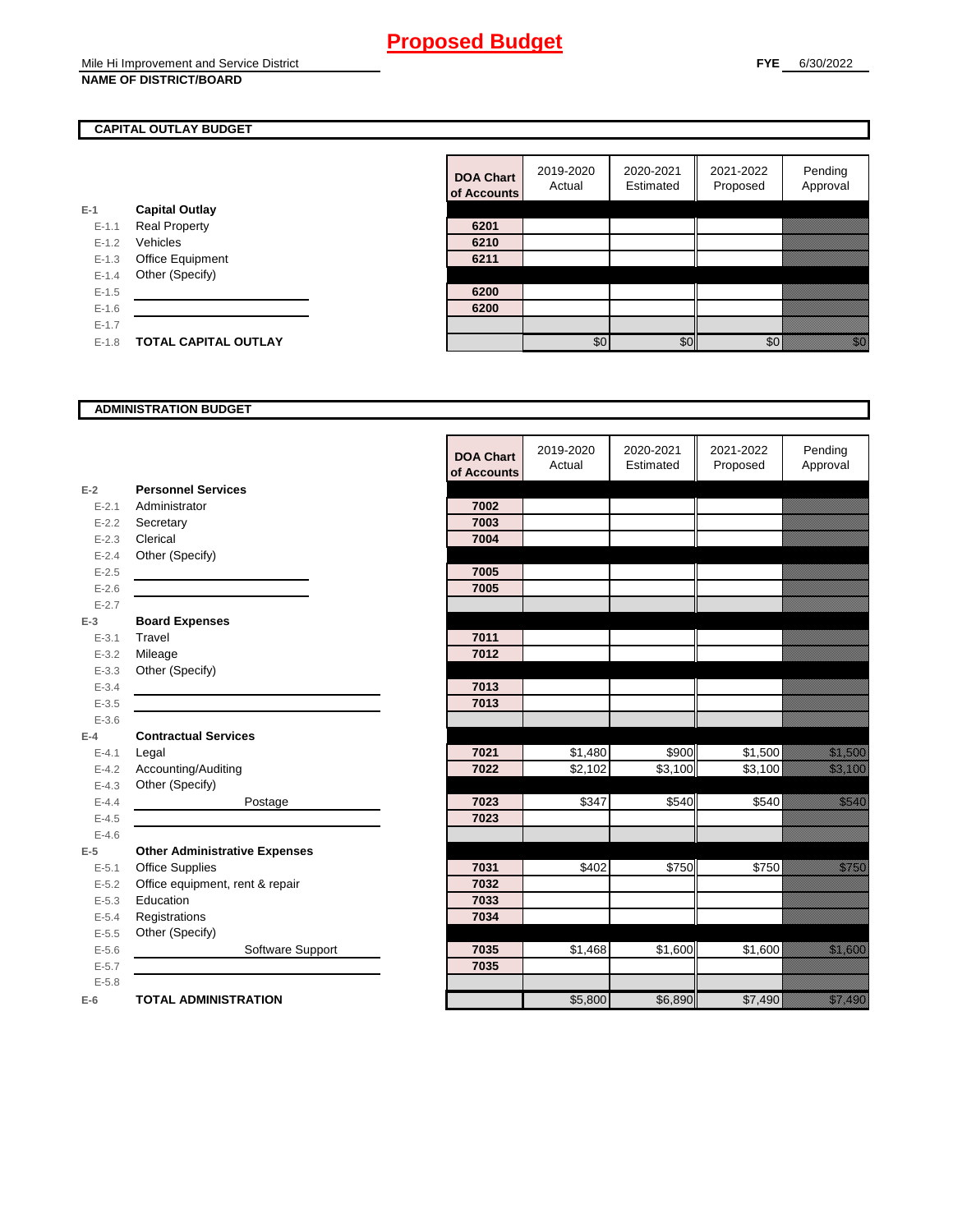# Proposed Budget

Mile Hi Improvement and Service District
**NAME OF DISTRICT/BOARD**

**FYE** 6/30/2022

## CAPITAL OUTLAY BUDGET

| | | DOA Chart of Accounts | 2019-2020 Actual | 2020-2021 Estimated | 2021-2022 Proposed | Pending Approval |
|---|---|---|---|---|---|---|
| E-1 | **Capital Outlay** | | | | | |
| E-1.1 | Real Property | 6201 | | | | |
| E-1.2 | Vehicles | 6210 | | | | |
| E-1.3 | Office Equipment | 6211 | | | | |
| E-1.4 | Other (Specify) | | | | | |
| E-1.5 | | 6200 | | | | |
| E-1.6 | | 6200 | | | | |
| E-1.7 | | | | | | |
| E-1.8 | **TOTAL CAPITAL OUTLAY** | | $0 | $0 | $0 | $0 |

## ADMINISTRATION BUDGET

| | | DOA Chart of Accounts | 2019-2020 Actual | 2020-2021 Estimated | 2021-2022 Proposed | Pending Approval |
|---|---|---|---|---|---|---|
| E-2 | **Personnel Services** | | | | | |
| E-2.1 | Administrator | 7002 | | | | |
| E-2.2 | Secretary | 7003 | | | | |
| E-2.3 | Clerical | 7004 | | | | |
| E-2.4 | Other (Specify) | | | | | |
| E-2.5 | | 7005 | | | | |
| E-2.6 | | 7005 | | | | |
| E-2.7 | | | | | | |
| E-3 | **Board Expenses** | | | | | |
| E-3.1 | Travel | 7011 | | | | |
| E-3.2 | Mileage | 7012 | | | | |
| E-3.3 | Other (Specify) | | | | | |
| E-3.4 | | 7013 | | | | |
| E-3.5 | | 7013 | | | | |
| E-3.6 | | | | | | |
| E-4 | **Contractual Services** | | | | | |
| E-4.1 | Legal | 7021 | $1,480 | $900 | $1,500 | $1,500 |
| E-4.2 | Accounting/Auditing | 7022 | $2,102 | $3,100 | $3,100 | $3,100 |
| E-4.3 | Other (Specify) | | | | | |
| E-4.4 | Postage | 7023 | $347 | $540 | $540 | $540 |
| E-4.5 | | 7023 | | | | |
| E-4.6 | | | | | | |
| E-5 | **Other Administrative Expenses** | | | | | |
| E-5.1 | Office Supplies | 7031 | $402 | $750 | $750 | $750 |
| E-5.2 | Office equipment, rent & repair | 7032 | | | | |
| E-5.3 | Education | 7033 | | | | |
| E-5.4 | Registrations | 7034 | | | | |
| E-5.5 | Other (Specify) | | | | | |
| E-5.6 | Software Support | 7035 | $1,468 | $1,600 | $1,600 | $1,600 |
| E-5.7 | | 7035 | | | | |
| E-5.8 | | | | | | |
| E-6 | **TOTAL ADMINISTRATION** | | $5,800 | $6,890 | $7,490 | $7,490 |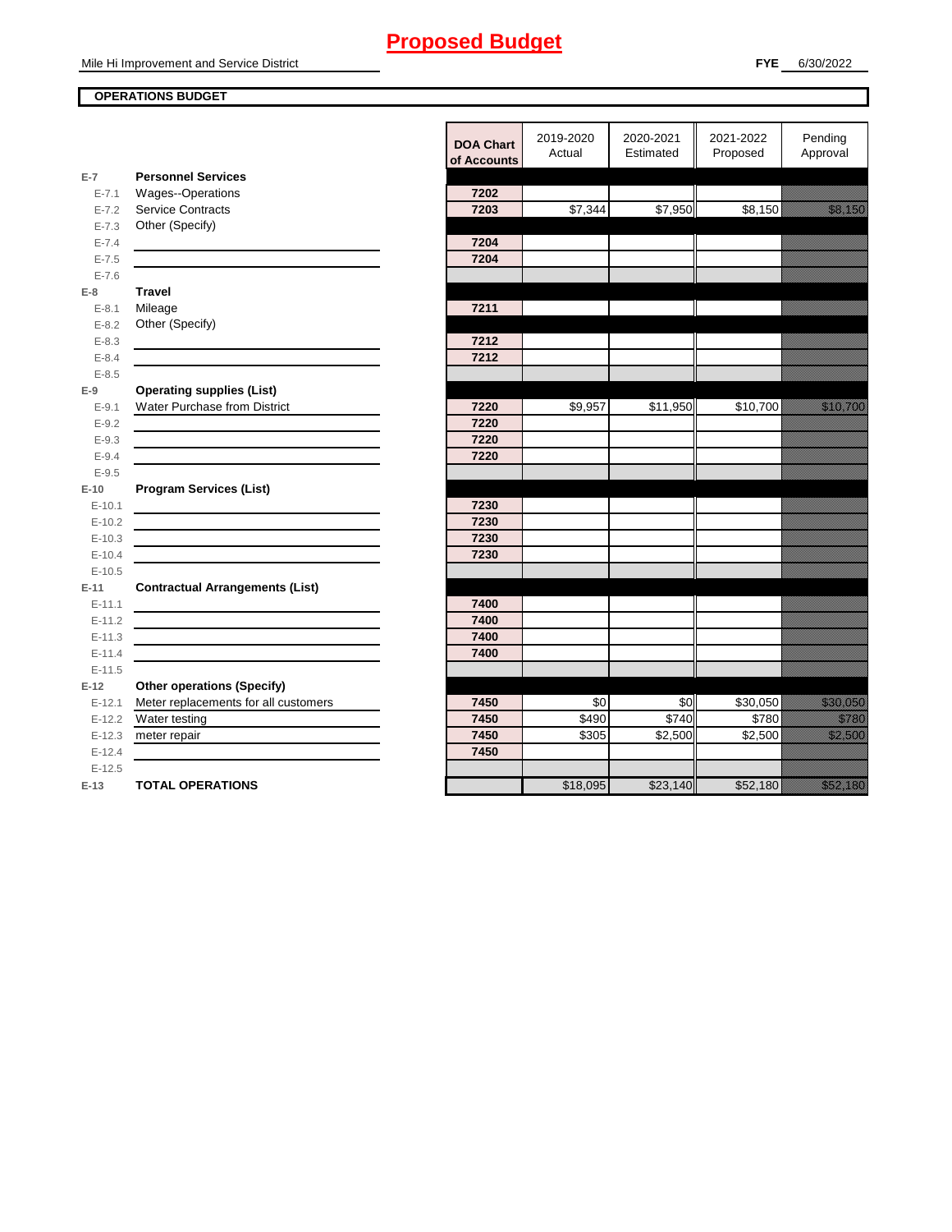# Proposed Budget

Mile Hi Improvement and Service District

**FYE** 6/30/2022

**OPERATIONS BUDGET**

| | | DOA Chart of Accounts | 2019-2020 Actual | 2020-2021 Estimated | 2021-2022 Proposed | Pending Approval |
|---|---|---|---|---|---|---|
| **E-7** | **Personnel Services** | | | | | |
| E-7.1 | Wages--Operations | 7202 | | | | |
| E-7.2 | Service Contracts | 7203 | $7,344 | $7,950 | $8,150 | $8,150 |
| E-7.3 | Other (Specify) | | | | | |
| E-7.4 | | 7204 | | | | |
| E-7.5 | | 7204 | | | | |
| E-7.6 | | | | | | |
| **E-8** | **Travel** | | | | | |
| E-8.1 | Mileage | 7211 | | | | |
| E-8.2 | Other (Specify) | | | | | |
| E-8.3 | | 7212 | | | | |
| E-8.4 | | 7212 | | | | |
| E-8.5 | | | | | | |
| **E-9** | **Operating supplies (List)** | | | | | |
| E-9.1 | Water Purchase from District | 7220 | $9,957 | $11,950 | $10,700 | $10,700 |
| E-9.2 | | 7220 | | | | |
| E-9.3 | | 7220 | | | | |
| E-9.4 | | 7220 | | | | |
| E-9.5 | | | | | | |
| **E-10** | **Program Services (List)** | | | | | |
| E-10.1 | | 7230 | | | | |
| E-10.2 | | 7230 | | | | |
| E-10.3 | | 7230 | | | | |
| E-10.4 | | 7230 | | | | |
| E-10.5 | | | | | | |
| **E-11** | **Contractual Arrangements (List)** | | | | | |
| E-11.1 | | 7400 | | | | |
| E-11.2 | | 7400 | | | | |
| E-11.3 | | 7400 | | | | |
| E-11.4 | | 7400 | | | | |
| E-11.5 | | | | | | |
| **E-12** | **Other operations (Specify)** | | | | | |
| E-12.1 | Meter replacements for all customers | 7450 | $0 | $0 | $30,050 | $30,050 |
| E-12.2 | Water testing | 7450 | $490 | $740 | $780 | $780 |
| E-12.3 | meter repair | 7450 | $305 | $2,500 | $2,500 | $2,500 |
| E-12.4 | | 7450 | | | | |
| E-12.5 | | | | | | |
| **E-13** | **TOTAL OPERATIONS** | | $18,095 | $23,140 | $52,180 | $52,180 |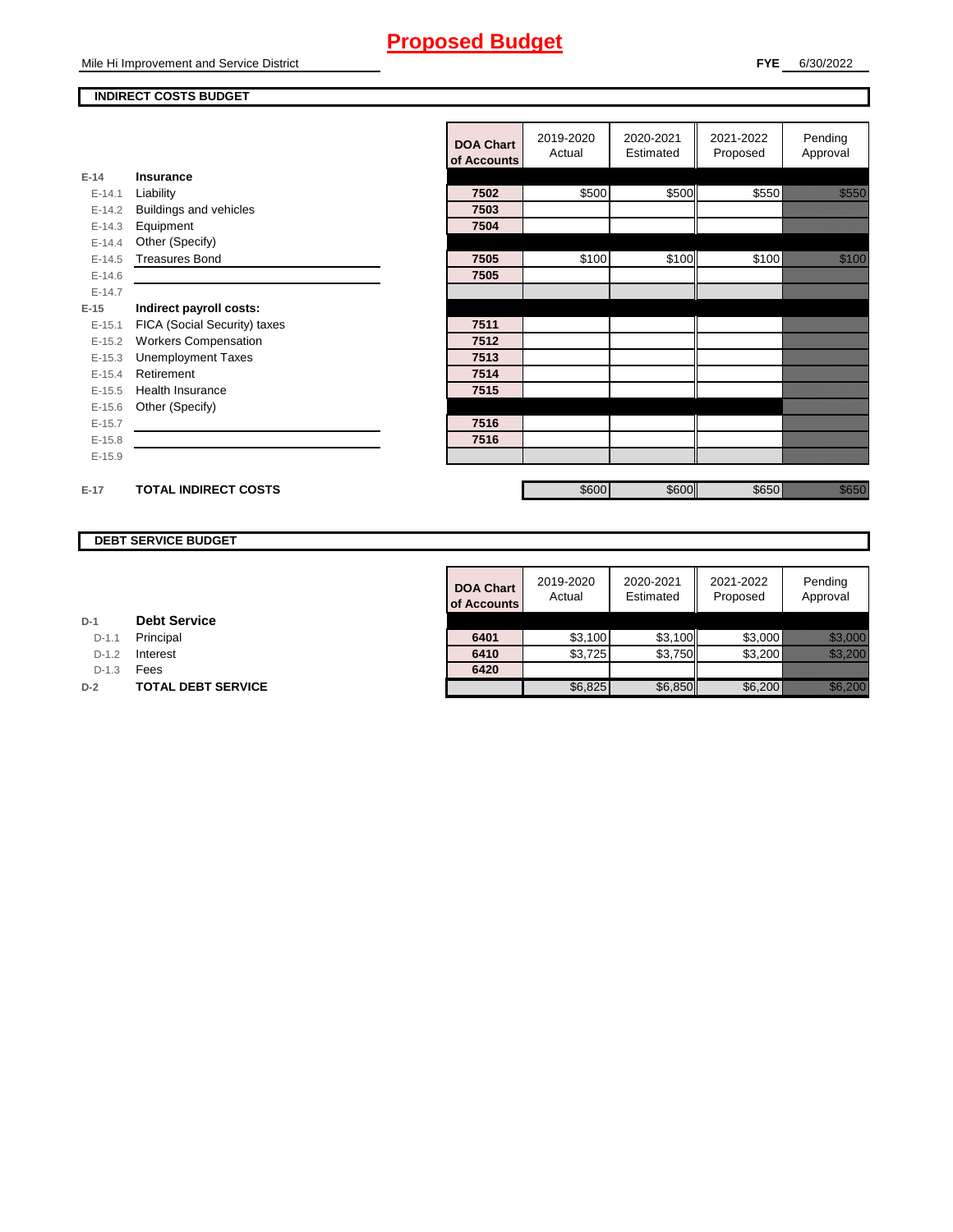# Proposed Budget

Mile Hi Improvement and Service District

**FYE** 6/30/2022

**INDIRECT COSTS BUDGET**

| | | DOA Chart of Accounts | 2019-2020 Actual | 2020-2021 Estimated | 2021-2022 Proposed | Pending Approval |
|---|---|---|---|---|---|---|
| E-14 | **Insurance** | | | | | |
| E-14.1 | Liability | **7502** | $500 | $500 | $550 | $550 |
| E-14.2 | Buildings and vehicles | **7503** | | | | |
| E-14.3 | Equipment | **7504** | | | | |
| E-14.4 | Other (Specify) | | | | | |
| E-14.5 | Treasures Bond | **7505** | $100 | $100 | $100 | $100 |
| E-14.6 | | **7505** | | | | |
| E-14.7 | | | | | | |
| E-15 | **Indirect payroll costs:** | | | | | |
| E-15.1 | FICA (Social Security) taxes | **7511** | | | | |
| E-15.2 | Workers Compensation | **7512** | | | | |
| E-15.3 | Unemployment Taxes | **7513** | | | | |
| E-15.4 | Retirement | **7514** | | | | |
| E-15.5 | Health Insurance | **7515** | | | | |
| E-15.6 | Other (Specify) | | | | | |
| E-15.7 | | **7516** | | | | |
| E-15.8 | | **7516** | | | | |
| E-15.9 | | | | | | |
| E-17 | **TOTAL INDIRECT COSTS** | | $600 | $600 | $650 | $650 |

**DEBT SERVICE BUDGET**

| | | DOA Chart of Accounts | 2019-2020 Actual | 2020-2021 Estimated | 2021-2022 Proposed | Pending Approval |
|---|---|---|---|---|---|---|
| D-1 | **Debt Service** | | | | | |
| D-1.1 | Principal | **6401** | $3,100 | $3,100 | $3,000 | $3,000 |
| D-1.2 | Interest | **6410** | $3,725 | $3,750 | $3,200 | $3,200 |
| D-1.3 | Fees | **6420** | | | | |
| D-2 | **TOTAL DEBT SERVICE** | | $6,825 | $6,850 | $6,200 | $6,200 |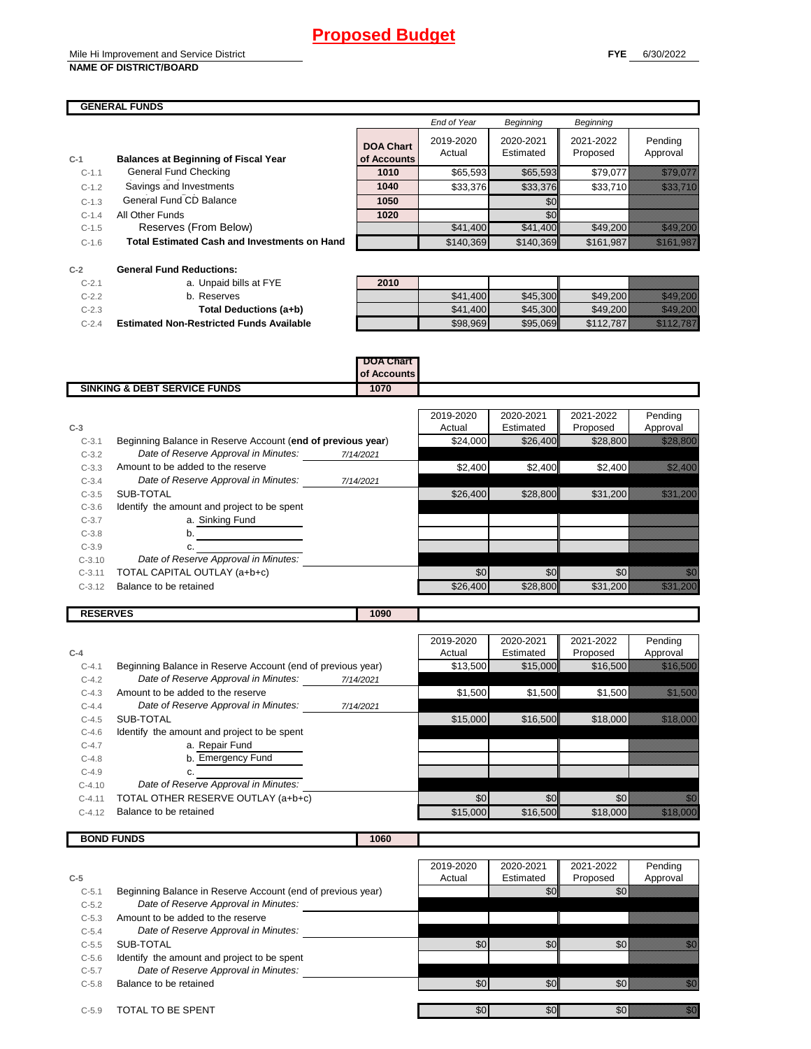# Proposed Budget

Mile Hi Improvement and Service District
**NAME OF DISTRICT/BOARD**

**FYE** 6/30/2022

**GENERAL FUNDS**

| | | DOA Chart of Accounts | End of Year 2019-2020 Actual | Beginning 2020-2021 Estimated | Beginning 2021-2022 Proposed | Pending Approval |
|---|---|---|---|---|---|---|
| C-1 | **Balances at Beginning of Fiscal Year** | | | | | |
| C-1.1 | General Fund Checking | 1010 | $65,593 | $65,593 | $79,077 | $79,077 |
| C-1.2 | Savings and Investments | 1040 | $33,376 | $33,376 | $33,710 | $33,710 |
| C-1.3 | General Fund CD Balance | 1050 | | $0 | | |
| C-1.4 | All Other Funds | 1020 | | $0 | | |
| C-1.5 | Reserves (From Below) | | $41,400 | $41,400 | $49,200 | $49,200 |
| C-1.6 | **Total Estimated Cash and Investments on Hand** | | $140,369 | $140,369 | $161,987 | $161,987 |
| C-2 | **General Fund Reductions:** | | | | | |
| C-2.1 | a. Unpaid bills at FYE | 2010 | | | | |
| C-2.2 | b. Reserves | | $41,400 | $45,300 | $49,200 | $49,200 |
| C-2.3 | **Total Deductions (a+b)** | | $41,400 | $45,300 | $49,200 | $49,200 |
| C-2.4 | **Estimated Non-Restricted Funds Available** | | $98,969 | $95,069 | $112,787 | $112,787 |

**SINKING & DEBT SERVICE FUNDS** — DOA Chart of Accounts 1070

| C-3 | | | 2019-2020 Actual | 2020-2021 Estimated | 2021-2022 Proposed | Pending Approval |
|---|---|---|---|---|---|---|
| C-3.1 | Beginning Balance in Reserve Account (**end of previous year**) | | $24,000 | $26,400 | $28,800 | $28,800 |
| C-3.2 | *Date of Reserve Approval in Minutes:* | *7/14/2021* | | | | |
| C-3.3 | Amount to be added to the reserve | | $2,400 | $2,400 | $2,400 | $2,400 |
| C-3.4 | *Date of Reserve Approval in Minutes:* | *7/14/2021* | | | | |
| C-3.5 | SUB-TOTAL | | $26,400 | $28,800 | $31,200 | $31,200 |
| C-3.6 | Identify the amount and project to be spent | | | | | |
| C-3.7 | a. Sinking Fund | | | | | |
| C-3.8 | b. | | | | | |
| C-3.9 | c. | | | | | |
| C-3.10 | *Date of Reserve Approval in Minutes:* | | | | | |
| C-3.11 | TOTAL CAPITAL OUTLAY (a+b+c) | | $0 | $0 | $0 | $0 |
| C-3.12 | Balance to be retained | | $26,400 | $28,800 | $31,200 | $31,200 |

**RESERVES** — 1090

| C-4 | | | 2019-2020 Actual | 2020-2021 Estimated | 2021-2022 Proposed | Pending Approval |
|---|---|---|---|---|---|---|
| C-4.1 | Beginning Balance in Reserve Account (end of previous year) | | $13,500 | $15,000 | $16,500 | $16,500 |
| C-4.2 | *Date of Reserve Approval in Minutes:* | *7/14/2021* | | | | |
| C-4.3 | Amount to be added to the reserve | | $1,500 | $1,500 | $1,500 | $1,500 |
| C-4.4 | *Date of Reserve Approval in Minutes:* | *7/14/2021* | | | | |
| C-4.5 | SUB-TOTAL | | $15,000 | $16,500 | $18,000 | $18,000 |
| C-4.6 | Identify the amount and project to be spent | | | | | |
| C-4.7 | a. Repair Fund | | | | | |
| C-4.8 | b. Emergency Fund | | | | | |
| C-4.9 | c. | | | | | |
| C-4.10 | *Date of Reserve Approval in Minutes:* | | | | | |
| C-4.11 | TOTAL OTHER RESERVE OUTLAY (a+b+c) | | $0 | $0 | $0 | $0 |
| C-4.12 | Balance to be retained | | $15,000 | $16,500 | $18,000 | $18,000 |

**BOND FUNDS** — 1060

| C-5 | | | 2019-2020 Actual | 2020-2021 Estimated | 2021-2022 Proposed | Pending Approval |
|---|---|---|---|---|---|---|
| C-5.1 | Beginning Balance in Reserve Account (end of previous year) | | | $0 | $0 | |
| C-5.2 | *Date of Reserve Approval in Minutes:* | | | | | |
| C-5.3 | Amount to be added to the reserve | | | | | |
| C-5.4 | *Date of Reserve Approval in Minutes:* | | | | | |
| C-5.5 | SUB-TOTAL | | $0 | $0 | $0 | $0 |
| C-5.6 | Identify the amount and project to be spent | | | | | |
| C-5.7 | *Date of Reserve Approval in Minutes:* | | | | | |
| C-5.8 | Balance to be retained | | $0 | $0 | $0 | $0 |
| C-5.9 | TOTAL TO BE SPENT | | $0 | $0 | $0 | $0 |